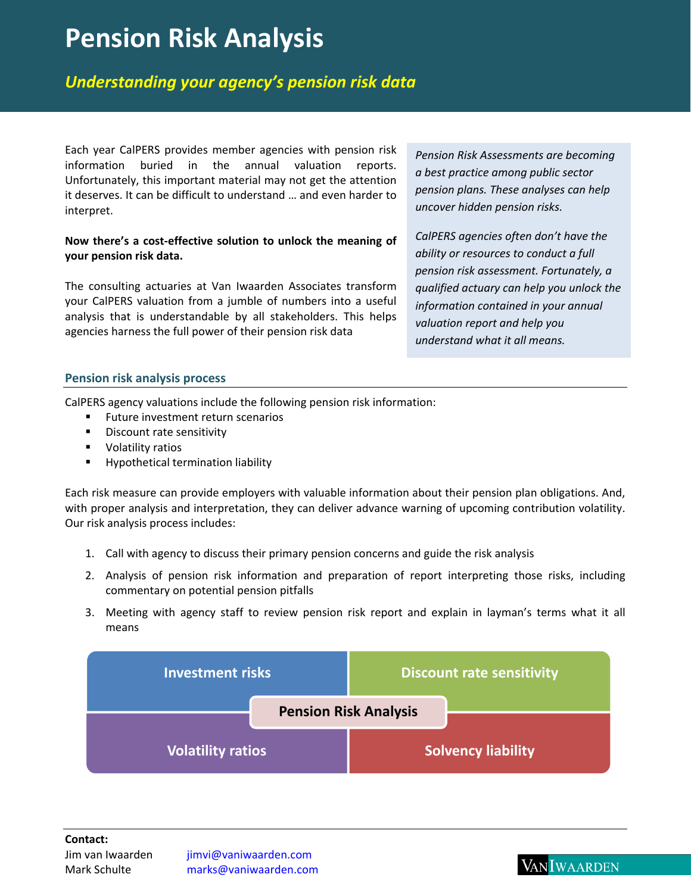# Pension Risk Analysis

## *Understanding your agency's pension risk data*

Each year CalPERS provides member agencies with pension risk information buried in the annual valuation reports. Unfortunately, this important material may not get the attention it deserves. It can be difficult to understand … and even harder to interpret.

**Now there's a cost-effective solution to unlock the meaning of your pension risk data.**

The consulting actuaries at Van Iwaarden Associates transform your CalPERS valuation from a jumble of numbers into a useful analysis that is understandable by all stakeholders. This helps agencies harness the full power of their pension risk data

*Pension Risk Assessments are becoming a best practice among public sector pension plans. These analyses can help uncover hidden pension risks.*

*CalPERS agencies often don't have the ability or resources to conduct a full pension risk assessment. Fortunately, a qualified actuary can help you unlock the information contained in your annual valuation report and help you understand what it all means.*

### Pension risk analysis process

CalPERS agency valuations include the following pension risk information:

- Future investment return scenarios
- Discount rate sensitivity
- Volatility ratios
- Hypothetical termination liability

Each risk measure can provide employers with valuable information about their pension plan obligations. And, with proper analysis and interpretation, they can deliver advance warning of upcoming contribution volatility. Our risk analysis process includes:

1. Call with agency to discuss their primary pension concerns and guide the risk analysis
2. Analysis of pension risk information and preparation of report interpreting those risks, including commentary on potential pension pitfalls
3. Meeting with agency staff to review pension risk report and explain in layman's terms what it all means

| Investment risks | Discount rate sensitivity |
|---|---|
| **Pension Risk Analysis** | |
| Volatility ratios | Solvency liability |

**Contact:**

Jim van Iwaarden jimvi@vaniwaarden.com
Mark Schulte marks@vaniwaarden.com

VanIwaarden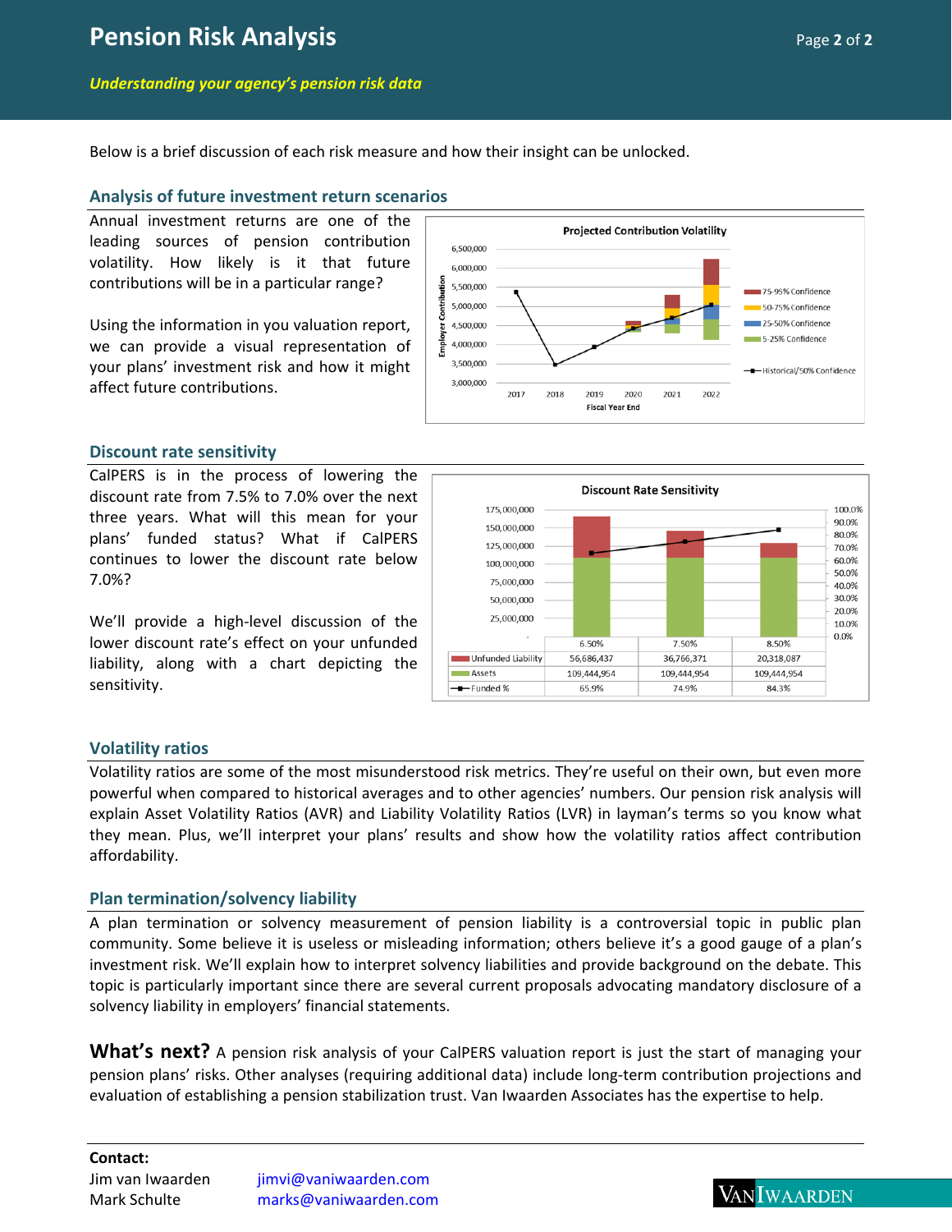Below is a brief discussion of each risk measure and how their insight can be unlocked.

## Analysis of future investment return scenarios

Annual investment returns are one of the leading sources of pension contribution volatility. How likely is it that future contributions will be in a particular range?

Using the information in you valuation report, we can provide a visual representation of your plans' investment risk and how it might affect future contributions.

Projected Contribution Volatility

Employer Contribution

6,500,000
6,000,000
5,500,000
5,000,000
4,500,000
4,000,000
3,500,000
3,000,000

2017 2018 2019 2020 2021 2022

Fiscal Year End

75-95% Confidence
50-75% Confidence
25-50% Confidence
5-25% Confidence
Historical/50% Confidence

## Discount rate sensitivity

CalPERS is in the process of lowering the discount rate from 7.5% to 7.0% over the next three years. What will this mean for your plans' funded status? What if CalPERS continues to lower the discount rate below 7.0%?

We'll provide a high-level discussion of the lower discount rate's effect on your unfunded liability, along with a chart depicting the sensitivity.

Discount Rate Sensitivity

175,000,000
150,000,000
125,000,000
100,000,000
75,000,000
50,000,000
25,000,000
-

100.0%
90.0%
80.0%
70.0%
60.0%
50.0%
40.0%
30.0%
20.0%
10.0%
0.0%

| | 6.50% | 7.50% | 8.50% |
|---|---|---|---|
| Unfunded Liability | 56,686,437 | 36,766,371 | 20,318,087 |
| Assets | 109,444,954 | 109,444,954 | 109,444,954 |
| Funded % | 65.9% | 74.9% | 84.3% |

## Volatility ratios

Volatility ratios are some of the most misunderstood risk metrics. They're useful on their own, but even more powerful when compared to historical averages and to other agencies' numbers. Our pension risk analysis will explain Asset Volatility Ratios (AVR) and Liability Volatility Ratios (LVR) in layman's terms so you know what they mean. Plus, we'll interpret your plans' results and show how the volatility ratios affect contribution affordability.

## Plan termination/solvency liability

A plan termination or solvency measurement of pension liability is a controversial topic in public plan community. Some believe it is useless or misleading information; others believe it's a good gauge of a plan's investment risk. We'll explain how to interpret solvency liabilities and provide background on the debate. This topic is particularly important since there are several current proposals advocating mandatory disclosure of a solvency liability in employers' financial statements.

**What's next?** A pension risk analysis of your CalPERS valuation report is just the start of managing your pension plans' risks. Other analyses (requiring additional data) include long-term contribution projections and evaluation of establishing a pension stabilization trust. Van Iwaarden Associates has the expertise to help.

**Contact:**

Jim van Iwaarden jimvi@vaniwaarden.com
Mark Schulte marks@vaniwaarden.com

VanIwaarden